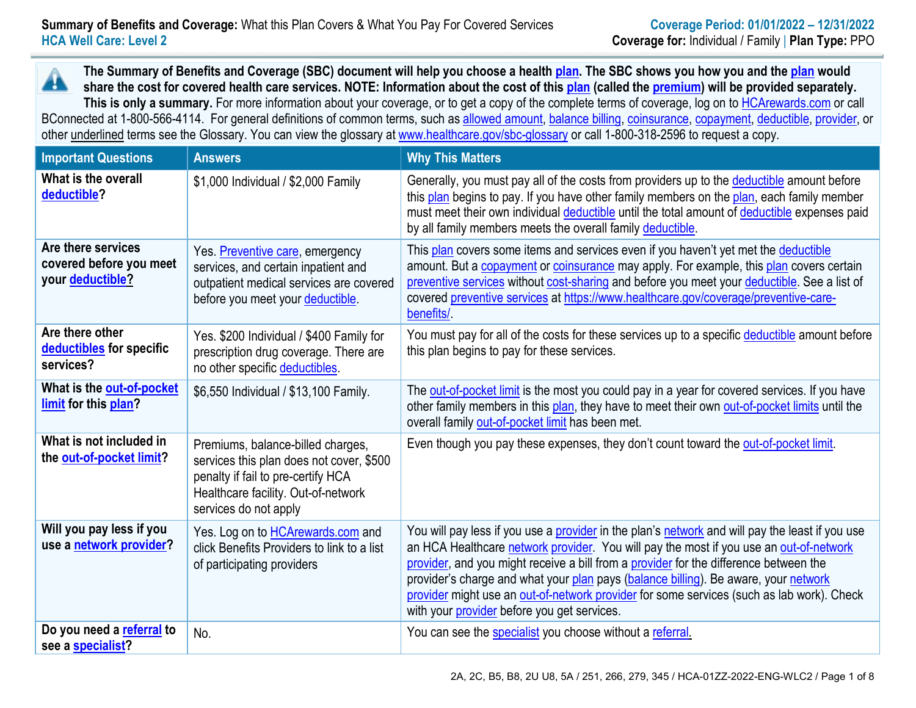**Summary of Benefits and Coverage:** What this Plan Covers & What You Pay For Covered Services
**HCA Well Care: Level 2**

**Coverage Period: 01/01/2022 – 12/31/2022**
**Coverage for:** Individual / Family | **Plan Type:** PPO

**The Summary of Benefits and Coverage (SBC) document will help you choose a health plan. The SBC shows you how you and the plan would share the cost for covered health care services. NOTE: Information about the cost of this plan (called the premium) will be provided separately. This is only a summary.** For more information about your coverage, or to get a copy of the complete terms of coverage, log on to HCArewards.com or call BConnected at 1-800-566-4114. For general definitions of common terms, such as allowed amount, balance billing, coinsurance, copayment, deductible, provider, or other underlined terms see the Glossary. You can view the glossary at www.healthcare.gov/sbc-glossary or call 1-800-318-2596 to request a copy.

| Important Questions | Answers | Why This Matters |
|---|---|---|
| **What is the overall deductible?** | $1,000 Individual / $2,000 Family | Generally, you must pay all of the costs from providers up to the deductible amount before this plan begins to pay. If you have other family members on the plan, each family member must meet their own individual deductible until the total amount of deductible expenses paid by all family members meets the overall family deductible. |
| **Are there services covered before you meet your deductible?** | Yes. Preventive care, emergency services, and certain inpatient and outpatient medical services are covered before you meet your deductible. | This plan covers some items and services even if you haven't yet met the deductible amount. But a copayment or coinsurance may apply. For example, this plan covers certain preventive services without cost-sharing and before you meet your deductible. See a list of covered preventive services at https://www.healthcare.gov/coverage/preventive-care-benefits/. |
| **Are there other deductibles for specific services?** | Yes. $200 Individual / $400 Family for prescription drug coverage. There are no other specific deductibles. | You must pay for all of the costs for these services up to a specific deductible amount before this plan begins to pay for these services. |
| **What is the out-of-pocket limit for this plan?** | $6,550 Individual / $13,100 Family. | The out-of-pocket limit is the most you could pay in a year for covered services. If you have other family members in this plan, they have to meet their own out-of-pocket limits until the overall family out-of-pocket limit has been met. |
| **What is not included in the out-of-pocket limit?** | Premiums, balance-billed charges, services this plan does not cover, $500 penalty if fail to pre-certify HCA Healthcare facility. Out-of-network services do not apply | Even though you pay these expenses, they don't count toward the out-of-pocket limit. |
| **Will you pay less if you use a network provider?** | Yes. Log on to HCArewards.com and click Benefits Providers to link to a list of participating providers | You will pay less if you use a provider in the plan's network and will pay the least if you use an HCA Healthcare network provider. You will pay the most if you use an out-of-network provider, and you might receive a bill from a provider for the difference between the provider's charge and what your plan pays (balance billing). Be aware, your network provider might use an out-of-network provider for some services (such as lab work). Check with your provider before you get services. |
| **Do you need a referral to see a specialist?** | No. | You can see the specialist you choose without a referral. |

2A, 2C, B5, B8, 2U U8, 5A / 251, 266, 279, 345 / HCA-01ZZ-2022-ENG-WLC2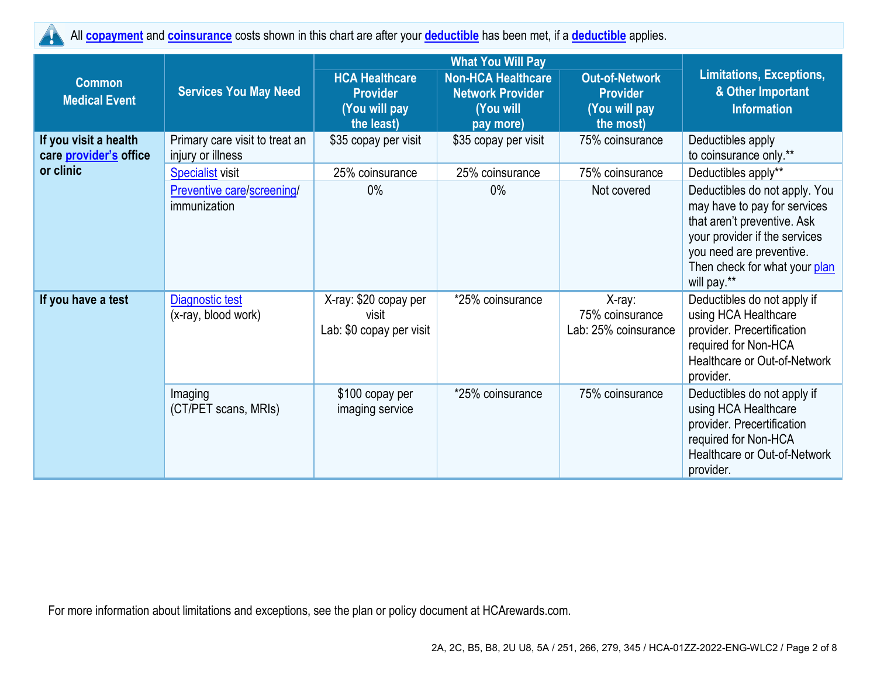All **copayment** and **coinsurance** costs shown in this chart are after your **deductible** has been met, if a **deductible** applies.

| Common Medical Event | Services You May Need | What You Will Pay | | | Limitations, Exceptions, & Other Important Information |
|---|---|---|---|---|---|
| | | HCA Healthcare Provider (You will pay the least) | Non-HCA Healthcare Network Provider (You will pay more) | Out-of-Network Provider (You will pay the most) | |
| **If you visit a health care provider's office or clinic** | Primary care visit to treat an injury or illness | $35 copay per visit | $35 copay per visit | 75% coinsurance | Deductibles apply to coinsurance only.** |
| | Specialist visit | 25% coinsurance | 25% coinsurance | 75% coinsurance | Deductibles apply** |
| | Preventive care/screening/ immunization | 0% | 0% | Not covered | Deductibles do not apply. You may have to pay for services that aren't preventive. Ask your provider if the services you need are preventive. Then check for what your plan will pay.** |
| **If you have a test** | Diagnostic test (x-ray, blood work) | X-ray: $20 copay per visit<br>Lab: $0 copay per visit | *25% coinsurance | X-ray: 75% coinsurance<br>Lab: 25% coinsurance | Deductibles do not apply if using HCA Healthcare provider. Precertification required for Non-HCA Healthcare or Out-of-Network provider. |
| | Imaging (CT/PET scans, MRIs) | $100 copay per imaging service | *25% coinsurance | 75% coinsurance | Deductibles do not apply if using HCA Healthcare provider. Precertification required for Non-HCA Healthcare or Out-of-Network provider. |

For more information about limitations and exceptions, see the plan or policy document at HCArewards.com.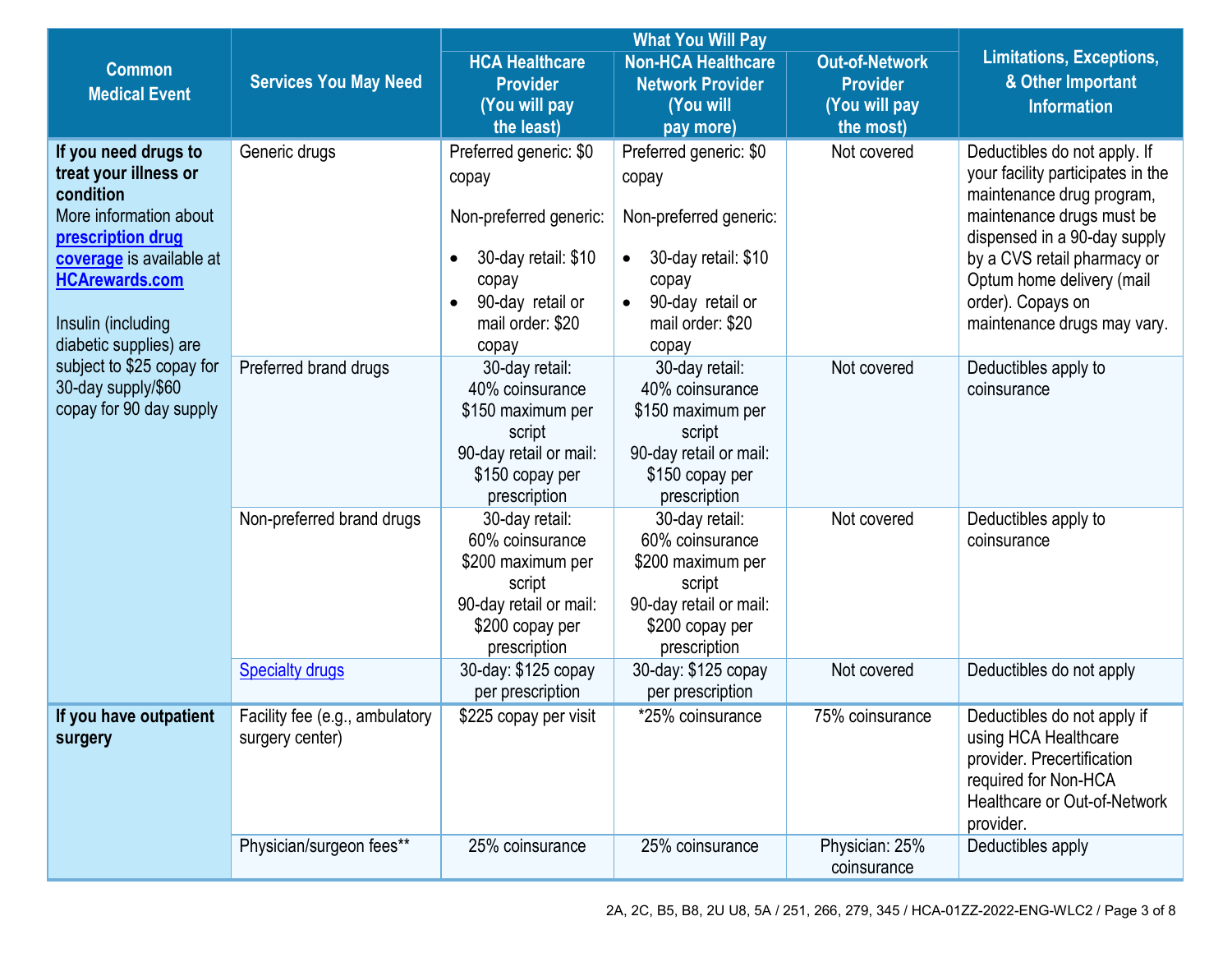| Common Medical Event | Services You May Need | What You Will Pay | | | Limitations, Exceptions, & Other Important Information |
|---|---|---|---|---|---|
| | | HCA Healthcare Provider (You will pay the least) | Non-HCA Healthcare Network Provider (You will pay more) | Out-of-Network Provider (You will pay the most) | |
| **If you need drugs to treat your illness or condition** More information about **prescription drug coverage** is available at **HCArewards.com** <br><br> Insulin (including diabetic supplies) are subject to $25 copay for 30-day supply/$60 copay for 90 day supply | Generic drugs | Preferred generic: $0 copay <br><br> Non-preferred generic: <br> • 30-day retail: $10 copay <br> • 90-day retail or mail order: $20 copay | Preferred generic: $0 copay <br><br> Non-preferred generic: <br> • 30-day retail: $10 copay <br> • 90-day retail or mail order: $20 copay | Not covered | Deductibles do not apply. If your facility participates in the maintenance drug program, maintenance drugs must be dispensed in a 90-day supply by a CVS retail pharmacy or Optum home delivery (mail order). Copays on maintenance drugs may vary. |
| | Preferred brand drugs | 30-day retail: 40% coinsurance $150 maximum per script <br> 90-day retail or mail: $150 copay per prescription | 30-day retail: 40% coinsurance $150 maximum per script <br> 90-day retail or mail: $150 copay per prescription | Not covered | Deductibles apply to coinsurance |
| | Non-preferred brand drugs | 30-day retail: 60% coinsurance $200 maximum per script <br> 90-day retail or mail: $200 copay per prescription | 30-day retail: 60% coinsurance $200 maximum per script <br> 90-day retail or mail: $200 copay per prescription | Not covered | Deductibles apply to coinsurance |
| | Specialty drugs | 30-day: $125 copay per prescription | 30-day: $125 copay per prescription | Not covered | Deductibles do not apply |
| **If you have outpatient surgery** | Facility fee (e.g., ambulatory surgery center) | $225 copay per visit | *25% coinsurance | 75% coinsurance | Deductibles do not apply if using HCA Healthcare provider. Precertification required for Non-HCA Healthcare or Out-of-Network provider. |
| | Physician/surgeon fees** | 25% coinsurance | 25% coinsurance | Physician: 25% coinsurance | Deductibles apply |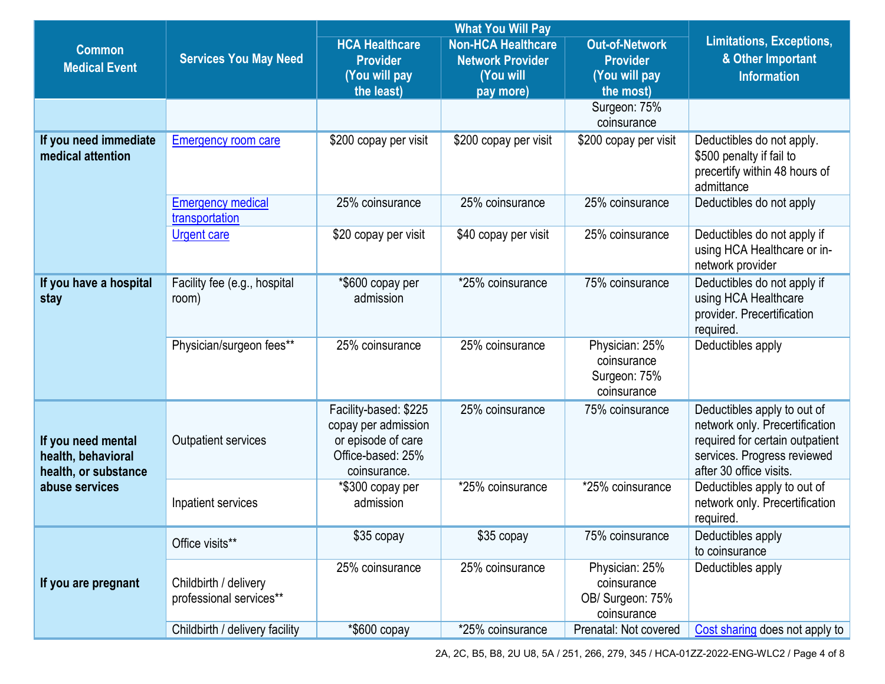| Common Medical Event | Services You May Need | What You Will Pay | | | Limitations, Exceptions, & Other Important Information |
|---|---|---|---|---|---|
| | | HCA Healthcare Provider (You will pay the least) | Non-HCA Healthcare Network Provider (You will pay more) | Out-of-Network Provider (You will pay the most) | |
| | | | | Surgeon: 75% coinsurance | |
| If you need immediate medical attention | Emergency room care | $200 copay per visit | $200 copay per visit | $200 copay per visit | Deductibles do not apply. $500 penalty if fail to precertify within 48 hours of admittance |
| | Emergency medical transportation | 25% coinsurance | 25% coinsurance | 25% coinsurance | Deductibles do not apply |
| | Urgent care | $20 copay per visit | $40 copay per visit | 25% coinsurance | Deductibles do not apply if using HCA Healthcare or in-network provider |
| If you have a hospital stay | Facility fee (e.g., hospital room) | *$600 copay per admission | *25% coinsurance | 75% coinsurance | Deductibles do not apply if using HCA Healthcare provider. Precertification required. |
| | Physician/surgeon fees** | 25% coinsurance | 25% coinsurance | Physician: 25% coinsurance Surgeon: 75% coinsurance | Deductibles apply |
| If you need mental health, behavioral health, or substance abuse services | Outpatient services | Facility-based: $225 copay per admission or episode of care Office-based: 25% coinsurance. | 25% coinsurance | 75% coinsurance | Deductibles apply to out of network only. Precertification required for certain outpatient services. Progress reviewed after 30 office visits. |
| | Inpatient services | *$300 copay per admission | *25% coinsurance | *25% coinsurance | Deductibles apply to out of network only. Precertification required. |
| If you are pregnant | Office visits** | $35 copay | $35 copay | 75% coinsurance | Deductibles apply to coinsurance |
| | Childbirth / delivery professional services** | 25% coinsurance | 25% coinsurance | Physician: 25% coinsurance OB/ Surgeon: 75% coinsurance | Deductibles apply |
| | Childbirth / delivery facility | *$600 copay | *25% coinsurance | Prenatal: Not covered | Cost sharing does not apply to |

2A, 2C, B5, B8, 2U U8, 5A / 251, 266, 279, 345 / HCA-01ZZ-2022-ENG-WLC2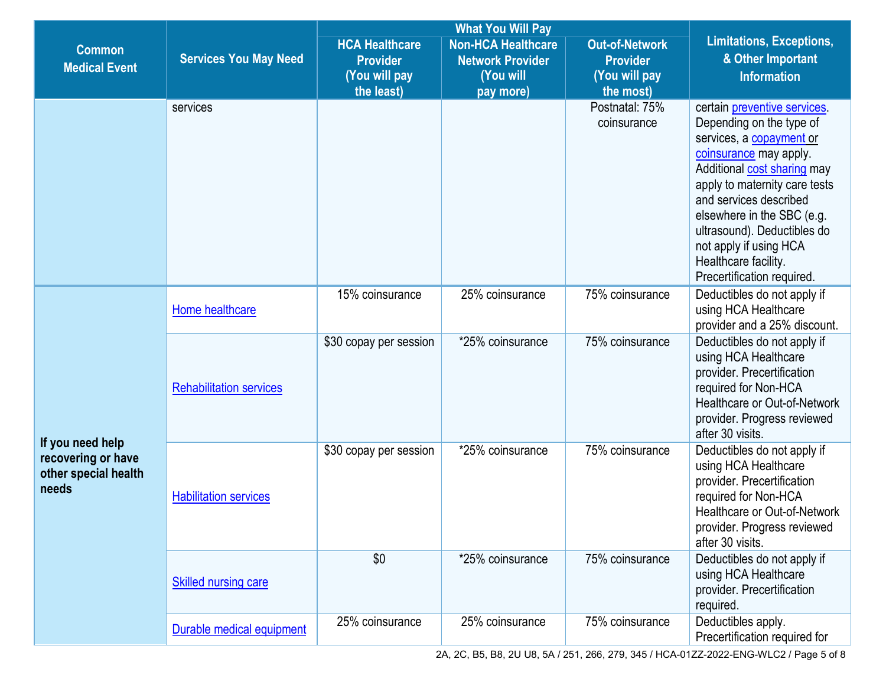| Common Medical Event | Services You May Need | What You Will Pay | | | Limitations, Exceptions, & Other Important Information |
|---|---|---|---|---|---|
| | | HCA Healthcare Provider (You will pay the least) | Non-HCA Healthcare Network Provider (You will pay more) | Out-of-Network Provider (You will pay the most) | |
| | services | | | Postnatal: 75% coinsurance | certain preventive services. Depending on the type of services, a copayment or coinsurance may apply. Additional cost sharing may apply to maternity care tests and services described elsewhere in the SBC (e.g. ultrasound). Deductibles do not apply if using HCA Healthcare facility. Precertification required. |
| **If you need help recovering or have other special health needs** | Home healthcare | 15% coinsurance | 25% coinsurance | 75% coinsurance | Deductibles do not apply if using HCA Healthcare provider and a 25% discount. |
| | Rehabilitation services | $30 copay per session | *25% coinsurance | 75% coinsurance | Deductibles do not apply if using HCA Healthcare provider. Precertification required for Non-HCA Healthcare or Out-of-Network provider. Progress reviewed after 30 visits. |
| | Habilitation services | $30 copay per session | *25% coinsurance | 75% coinsurance | Deductibles do not apply if using HCA Healthcare provider. Precertification required for Non-HCA Healthcare or Out-of-Network provider. Progress reviewed after 30 visits. |
| | Skilled nursing care | $0 | *25% coinsurance | 75% coinsurance | Deductibles do not apply if using HCA Healthcare provider. Precertification required. |
| | Durable medical equipment | 25% coinsurance | 25% coinsurance | 75% coinsurance | Deductibles apply. Precertification required for |

2A, 2C, B5, B8, 2U U8, 5A / 251, 266, 279, 345 / HCA-01ZZ-2022-ENG-WLC2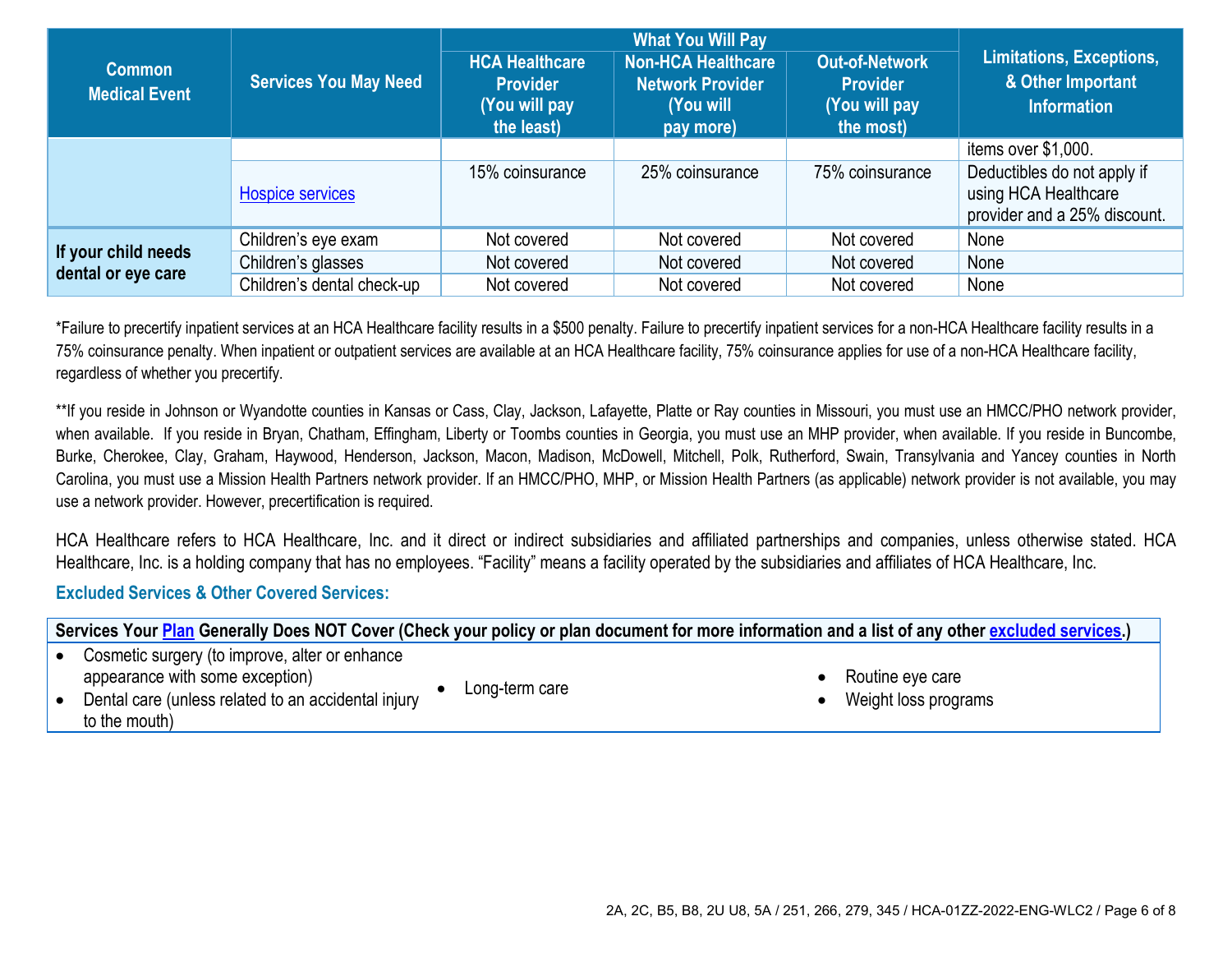| Common Medical Event | Services You May Need | What You Will Pay | | | Limitations, Exceptions, & Other Important Information |
|---|---|---|---|---|---|
| | | HCA Healthcare Provider (You will pay the least) | Non-HCA Healthcare Network Provider (You will pay more) | Out-of-Network Provider (You will pay the most) | |
| | | | | | items over $1,000. |
| | Hospice services | 15% coinsurance | 25% coinsurance | 75% coinsurance | Deductibles do not apply if using HCA Healthcare provider and a 25% discount. |
| If your child needs dental or eye care | Children's eye exam | Not covered | Not covered | Not covered | None |
| | Children's glasses | Not covered | Not covered | Not covered | None |
| | Children's dental check-up | Not covered | Not covered | Not covered | None |

*Failure to precertify inpatient services at an HCA Healthcare facility results in a $500 penalty. Failure to precertify inpatient services for a non-HCA Healthcare facility results in a 75% coinsurance penalty. When inpatient or outpatient services are available at an HCA Healthcare facility, 75% coinsurance applies for use of a non-HCA Healthcare facility, regardless of whether you precertify.

**If you reside in Johnson or Wyandotte counties in Kansas or Cass, Clay, Jackson, Lafayette, Platte or Ray counties in Missouri, you must use an HMCC/PHO network provider, when available. If you reside in Bryan, Chatham, Effingham, Liberty or Toombs counties in Georgia, you must use an MHP provider, when available. If you reside in Buncombe, Burke, Cherokee, Clay, Graham, Haywood, Henderson, Jackson, Macon, Madison, McDowell, Mitchell, Polk, Rutherford, Swain, Transylvania and Yancey counties in North Carolina, you must use a Mission Health Partners network provider. If an HMCC/PHO, MHP, or Mission Health Partners (as applicable) network provider is not available, you may use a network provider. However, precertification is required.

HCA Healthcare refers to HCA Healthcare, Inc. and it direct or indirect subsidiaries and affiliated partnerships and companies, unless otherwise stated. HCA Healthcare, Inc. is a holding company that has no employees. "Facility" means a facility operated by the subsidiaries and affiliates of HCA Healthcare, Inc.

## Excluded Services & Other Covered Services:

**Services Your Plan Generally Does NOT Cover (Check your policy or plan document for more information and a list of any other excluded services.)**

- Cosmetic surgery (to improve, alter or enhance appearance with some exception)
- Dental care (unless related to an accidental injury to the mouth)
- Long-term care
- Routine eye care
- Weight loss programs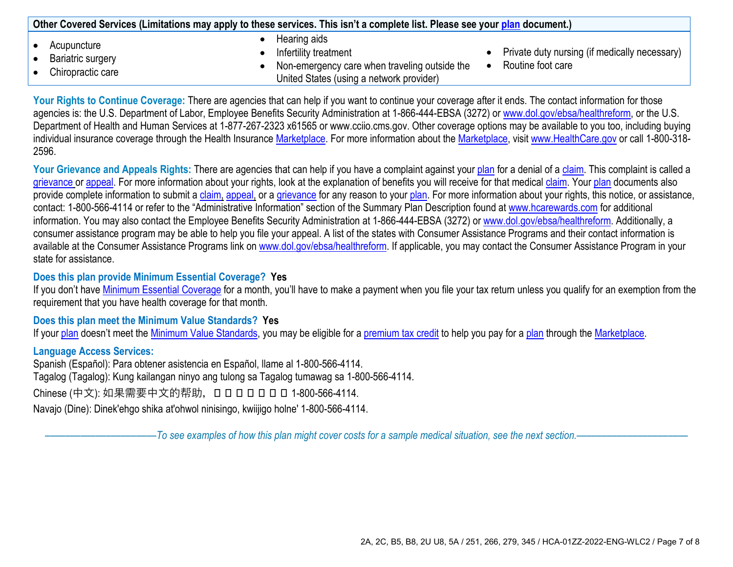| Other Covered Services (Limitations may apply to these services. This isn't a complete list. Please see your plan document.) | | |
|---|---|---|
| • Acupuncture<br>• Bariatric surgery<br>• Chiropractic care | • Hearing aids<br>• Infertility treatment<br>• Non-emergency care when traveling outside the United States (using a network provider) | • Private duty nursing (if medically necessary)<br>• Routine foot care |

**Your Rights to Continue Coverage:** There are agencies that can help if you want to continue your coverage after it ends. The contact information for those agencies is: the U.S. Department of Labor, Employee Benefits Security Administration at 1-866-444-EBSA (3272) or www.dol.gov/ebsa/healthreform, or the U.S. Department of Health and Human Services at 1-877-267-2323 x61565 or www.cciio.cms.gov. Other coverage options may be available to you too, including buying individual insurance coverage through the Health Insurance Marketplace. For more information about the Marketplace, visit www.HealthCare.gov or call 1-800-318-2596.

**Your Grievance and Appeals Rights:** There are agencies that can help if you have a complaint against your plan for a denial of a claim. This complaint is called a grievance or appeal. For more information about your rights, look at the explanation of benefits you will receive for that medical claim. Your plan documents also provide complete information to submit a claim, appeal, or a grievance for any reason to your plan. For more information about your rights, this notice, or assistance, contact: 1-800-566-4114 or refer to the "Administrative Information" section of the Summary Plan Description found at www.hcarewards.com for additional information. You may also contact the Employee Benefits Security Administration at 1-866-444-EBSA (3272) or www.dol.gov/ebsa/healthreform. Additionally, a consumer assistance program may be able to help you file your appeal. A list of the states with Consumer Assistance Programs and their contact information is available at the Consumer Assistance Programs link on www.dol.gov/ebsa/healthreform. If applicable, you may contact the Consumer Assistance Program in your state for assistance.

**Does this plan provide Minimum Essential Coverage? Yes**

If you don't have Minimum Essential Coverage for a month, you'll have to make a payment when you file your tax return unless you qualify for an exemption from the requirement that you have health coverage for that month.

**Does this plan meet the Minimum Value Standards? Yes**

If your plan doesn't meet the Minimum Value Standards, you may be eligible for a premium tax credit to help you pay for a plan through the Marketplace.

**Language Access Services:**

Spanish (Español): Para obtener asistencia en Español, llame al 1-800-566-4114.

Tagalog (Tagalog): Kung kailangan ninyo ang tulong sa Tagalog tumawag sa 1-800-566-4114.

Chinese (中文): 如果需要中文的帮助，□ □ □ □ □ □ □ 1-800-566-4114.

Navajo (Dine): Dinek'ehgo shika at'ohwol ninisingo, kwiijigo holne' 1-800-566-4114.

*——————————To see examples of how this plan might cover costs for a sample medical situation, see the next section.——————————*

2A, 2C, B5, B8, 2U U8, 5A / 251, 266, 279, 345 / HCA-01ZZ-2022-ENG-WLC2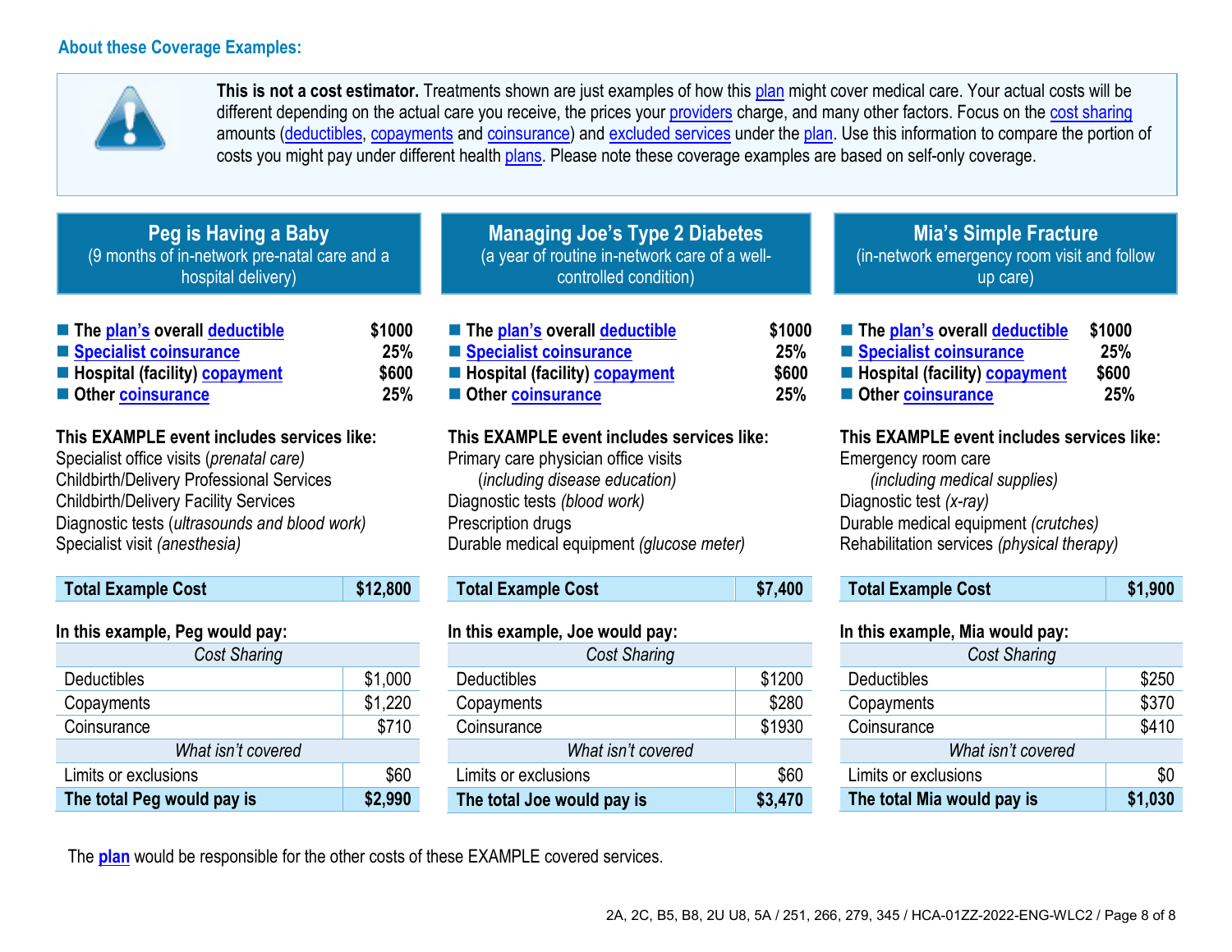## About these Coverage Examples:

**This is not a cost estimator.** Treatments shown are just examples of how this plan might cover medical care. Your actual costs will be different depending on the actual care you receive, the prices your providers charge, and many other factors. Focus on the cost sharing amounts (deductibles, copayments and coinsurance) and excluded services under the plan. Use this information to compare the portion of costs you might pay under different health plans. Please note these coverage examples are based on self-only coverage.

### Peg is Having a Baby
(9 months of in-network pre-natal care and a hospital delivery)

| | |
|---|---|
| **The plan's overall deductible** | **$1000** |
| **Specialist coinsurance** | **25%** |
| **Hospital (facility) copayment** | **$600** |
| **Other coinsurance** | **25%** |

**This EXAMPLE event includes services like:**
Specialist office visits (*prenatal care)*
Childbirth/Delivery Professional Services
Childbirth/Delivery Facility Services
Diagnostic tests (*ultrasounds and blood work)*
Specialist visit *(anesthesia)*

| **Total Example Cost** | **$12,800** |
|---|---|

**In this example, Peg would pay:**

| *Cost Sharing* | |
|---|---|
| Deductibles | $1,000 |
| Copayments | $1,220 |
| Coinsurance | $710 |
| *What isn't covered* | |
| Limits or exclusions | $60 |
| **The total Peg would pay is** | **$2,990** |

### Managing Joe's Type 2 Diabetes
(a year of routine in-network care of a well-controlled condition)

| | |
|---|---|
| **The plan's overall deductible** | **$1000** |
| **Specialist coinsurance** | **25%** |
| **Hospital (facility) copayment** | **$600** |
| **Other coinsurance** | **25%** |

**This EXAMPLE event includes services like:**
Primary care physician office visits
(*including disease education)*
Diagnostic tests *(blood work)*
Prescription drugs
Durable medical equipment *(glucose meter)*

| **Total Example Cost** | **$7,400** |
|---|---|

**In this example, Joe would pay:**

| *Cost Sharing* | |
|---|---|
| Deductibles | $1200 |
| Copayments | $280 |
| Coinsurance | $1930 |
| *What isn't covered* | |
| Limits or exclusions | $60 |
| **The total Joe would pay is** | **$3,470** |

### Mia's Simple Fracture
(in-network emergency room visit and follow up care)

| | |
|---|---|
| **The plan's overall deductible** | **$1000** |
| **Specialist coinsurance** | **25%** |
| **Hospital (facility) copayment** | **$600** |
| **Other coinsurance** | **25%** |

**This EXAMPLE event includes services like:**
Emergency room care
*(including medical supplies)*
Diagnostic test *(x-ray)*
Durable medical equipment *(crutches)*
Rehabilitation services *(physical therapy)*

| **Total Example Cost** | **$1,900** |
|---|---|

**In this example, Mia would pay:**

| *Cost Sharing* | |
|---|---|
| Deductibles | $250 |
| Copayments | $370 |
| Coinsurance | $410 |
| *What isn't covered* | |
| Limits or exclusions | $0 |
| **The total Mia would pay is** | **$1,030** |

The **plan** would be responsible for the other costs of these EXAMPLE covered services.

2A, 2C, B5, B8, 2U U8, 5A / 251, 266, 279, 345 / HCA-01ZZ-2022-ENG-WLC2